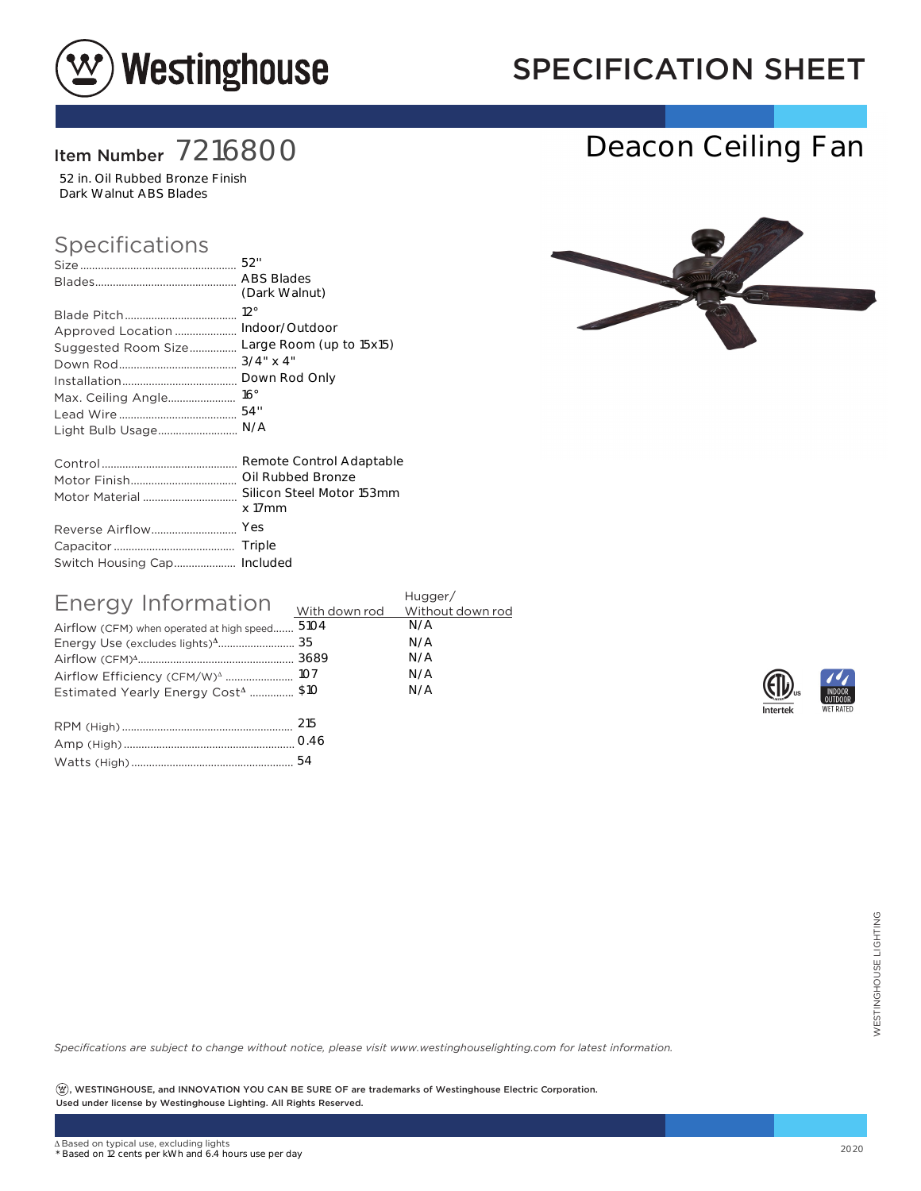# Westinghouse

## SPECIFICATION SHEET

**Item Number** 7216800

# Deacon Ceiling Fan

52 in. Oil Rubbed Bronze Finish
Dark Walnut ABS Blades

## Specifications

| | |
|---|---|
| Size | 52" |
| Blades | ABS Blades (Dark Walnut) |
| Blade Pitch | 12° |
| Approved Location | Indoor/Outdoor |
| Suggested Room Size | Large Room (up to 15x15) |
| Down Rod | 3/4" x 4" |
| Installation | Down Rod Only |
| Max. Ceiling Angle | 16° |
| Lead Wire | 54" |
| Light Bulb Usage | N/A |

| | |
|---|---|
| Control | Remote Control Adaptable |
| Motor Finish | Oil Rubbed Bronze |
| Motor Material | Silicon Steel Motor 153mm x 17mm |
| Reverse Airflow | Yes |
| Capacitor | Triple |
| Switch Housing Cap | Included |

## Energy Information

| | With down rod | Hugger/ Without down rod |
|---|---|---|
| Airflow (CFM) when operated at high speed | 5104 | N/A |
| Energy Use (excludes lights)Δ | 35 | N/A |
| Airflow (CFM)Δ | 3689 | N/A |
| Airflow Efficiency (CFM/W)Δ | 107 | N/A |
| Estimated Yearly Energy CostΔ | $10 | N/A |

| | |
|---|---|
| RPM (High) | 215 |
| Amp (High) | 0.46 |
| Watts (High) | 54 |

Intertek ETL US — Indoor Outdoor Wet Rated

*Specifications are subject to change without notice, please visit www.westinghouselighting.com for latest information.*

**Ⓦ, WESTINGHOUSE, and INNOVATION YOU CAN BE SURE OF are trademarks of Westinghouse Electric Corporation. Used under license by Westinghouse Lighting. All Rights Reserved.**

Δ Based on typical use, excluding lights
\* Based on 12 cents per kWh and 6.4 hours use per day

2020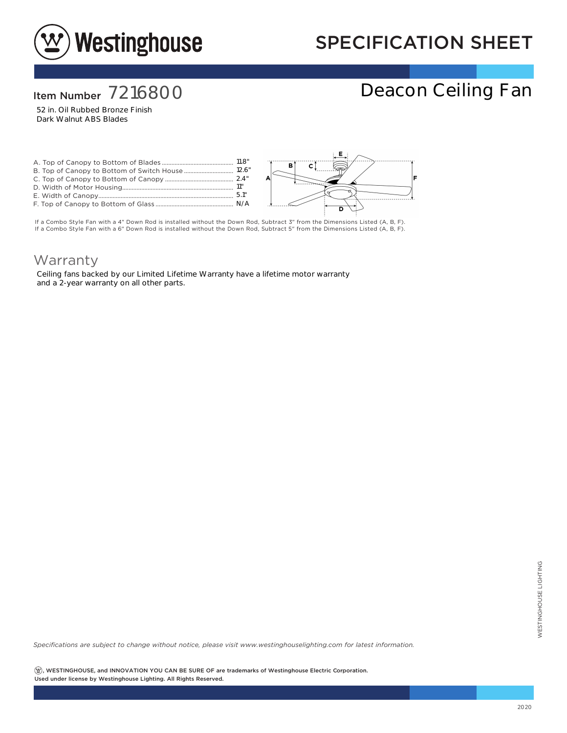# SPECIFICATION SHEET

Item Number 7216800

# Deacon Ceiling Fan

52 in. Oil Rubbed Bronze Finish
Dark Walnut ABS Blades

A. Top of Canopy to Bottom of Blades .......... 11.8"
B. Top of Canopy to Bottom of Switch House .......... 12.6"
C. Top of Canopy to Bottom of Canopy .......... 2.4"
D. Width of Motor Housing .......... 11"
E. Width of Canopy .......... 5.1"
F. Top of Canopy to Bottom of Glass .......... N/A

E
B
C
A
F
D

If a Combo Style Fan with a 4" Down Rod is installed without the Down Rod, Subtract 3" from the Dimensions Listed (A, B, F).
If a Combo Style Fan with a 6" Down Rod is installed without the Down Rod, Subtract 5" from the Dimensions Listed (A, B, F).

## Warranty

Ceiling fans backed by our Limited Lifetime Warranty have a lifetime motor warranty and a 2-year warranty on all other parts.

*Specifications are subject to change without notice, please visit www.westinghouselighting.com for latest information.*

WESTINGHOUSE LIGHTING

**Ⓦ, WESTINGHOUSE, and INNOVATION YOU CAN BE SURE OF are trademarks of Westinghouse Electric Corporation. Used under license by Westinghouse Lighting. All Rights Reserved.**

2020